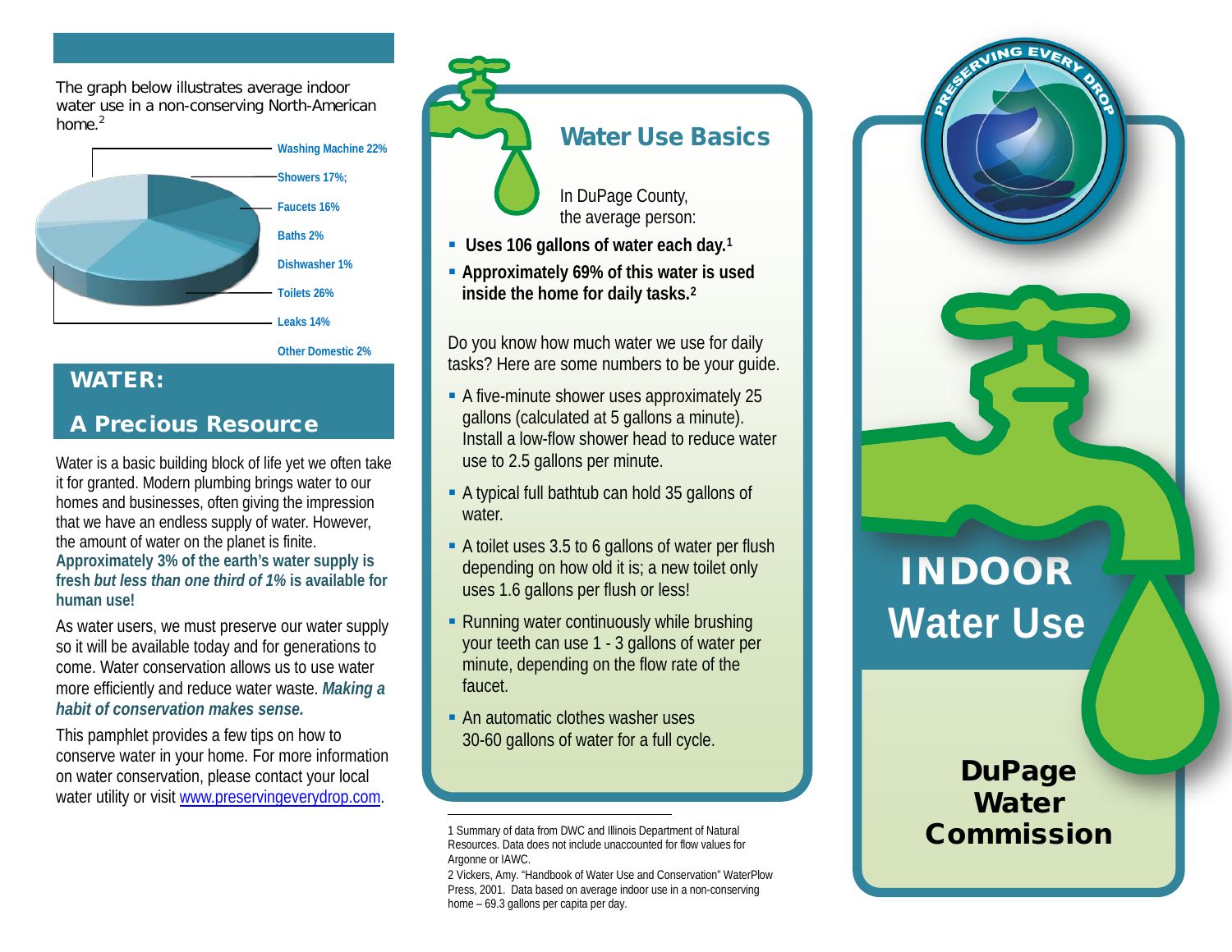The graph below illustrates average indoor water use in a non-conserving North-American home.[2]

- Washing Machine 22%
- Showers 17%;
- Faucets 16%
- Baths 2%
- Dishwasher 1%
- Toilets 26%
- Leaks 14%
- Other Domestic 2%

## WATER:

## A Precious Resource

Water is a basic building block of life yet we often take it for granted. Modern plumbing brings water to our homes and businesses, often giving the impression that we have an endless supply of water. However, the amount of water on the planet is finite. **Approximately 3% of the earth's water supply is fresh *but less than one third of 1%* is available for human use!**

As water users, we must preserve our water supply so it will be available today and for generations to come. Water conservation allows us to use water more efficiently and reduce water waste. ***Making a habit of conservation makes sense.***

This pamphlet provides a few tips on how to conserve water in your home. For more information on water conservation, please contact your local water utility or visit [www.preservingeverydrop.com](http://www.preservingeverydrop.com).

## Water Use Basics

In DuPage County, the average person:

- **Uses 106 gallons of water each day.[1]**
- **Approximately 69% of this water is used inside the home for daily tasks.[2]**

Do you know how much water we use for daily tasks? Here are some numbers to be your guide.

- A five-minute shower uses approximately 25 gallons (calculated at 5 gallons a minute). Install a low-flow shower head to reduce water use to 2.5 gallons per minute.
- A typical full bathtub can hold 35 gallons of water.
- A toilet uses 3.5 to 6 gallons of water per flush depending on how old it is; a new toilet only uses 1.6 gallons per flush or less!
- Running water continuously while brushing your teeth can use 1 - 3 gallons of water per minute, depending on the flow rate of the faucet.
- An automatic clothes washer uses 30-60 gallons of water for a full cycle.

1 Summary of data from DWC and Illinois Department of Natural Resources. Data does not include unaccounted for flow values for Argonne or IAWC.

2 Vickers, Amy. "Handbook of Water Use and Conservation" WaterPlow Press, 2001. Data based on average indoor use in a non-conserving home – 69.3 gallons per capita per day.

PRESERVING EVERY DROP

# INDOOR Water Use

**DuPage Water Commission**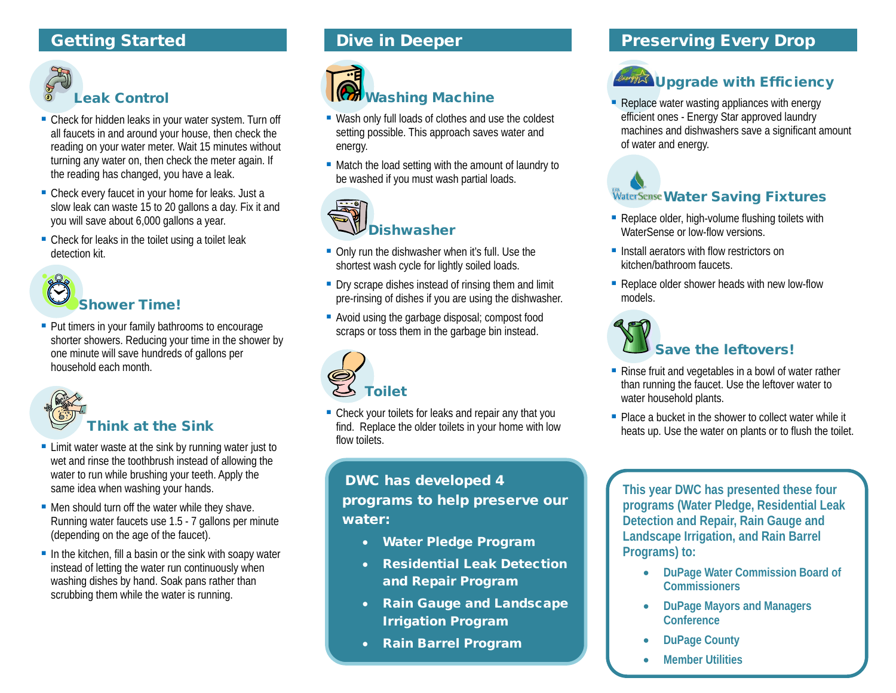## Getting Started

### Leak Control

- Check for hidden leaks in your water system. Turn off all faucets in and around your house, then check the reading on your water meter. Wait 15 minutes without turning any water on, then check the meter again. If the reading has changed, you have a leak.
- Check every faucet in your home for leaks. Just a slow leak can waste 15 to 20 gallons a day. Fix it and you will save about 6,000 gallons a year.
- Check for leaks in the toilet using a toilet leak detection kit.

### Shower Time!

- Put timers in your family bathrooms to encourage shorter showers. Reducing your time in the shower by one minute will save hundreds of gallons per household each month.

### Think at the Sink

- Limit water waste at the sink by running water just to wet and rinse the toothbrush instead of allowing the water to run while brushing your teeth. Apply the same idea when washing your hands.
- Men should turn off the water while they shave. Running water faucets use 1.5 - 7 gallons per minute (depending on the age of the faucet).
- In the kitchen, fill a basin or the sink with soapy water instead of letting the water run continuously when washing dishes by hand. Soak pans rather than scrubbing them while the water is running.

## Dive in Deeper

### Washing Machine

- Wash only full loads of clothes and use the coldest setting possible. This approach saves water and energy.
- Match the load setting with the amount of laundry to be washed if you must wash partial loads.

### Dishwasher

- Only run the dishwasher when it's full. Use the shortest wash cycle for lightly soiled loads.
- Dry scrape dishes instead of rinsing them and limit pre-rinsing of dishes if you are using the dishwasher.
- Avoid using the garbage disposal; compost food scraps or toss them in the garbage bin instead.

### Toilet

- Check your toilets for leaks and repair any that you find. Replace the older toilets in your home with low flow toilets.

**DWC has developed 4 programs to help preserve our water:**

- **Water Pledge Program**
- **Residential Leak Detection and Repair Program**
- **Rain Gauge and Landscape Irrigation Program**
- **Rain Barrel Program**

## Preserving Every Drop

### Upgrade with Efficiency

- Replace water wasting appliances with energy efficient ones - Energy Star approved laundry machines and dishwashers save a significant amount of water and energy.

### Water Saving Fixtures

- Replace older, high-volume flushing toilets with WaterSense or low-flow versions.
- Install aerators with flow restrictors on kitchen/bathroom faucets.
- Replace older shower heads with new low-flow models.

### Save the leftovers!

- Rinse fruit and vegetables in a bowl of water rather than running the faucet. Use the leftover water to water household plants.
- Place a bucket in the shower to collect water while it heats up. Use the water on plants or to flush the toilet.

**This year DWC has presented these four programs (Water Pledge, Residential Leak Detection and Repair, Rain Gauge and Landscape Irrigation, and Rain Barrel Programs) to:**

- **DuPage Water Commission Board of Commissioners**
- **DuPage Mayors and Managers Conference**
- **DuPage County**
- **Member Utilities**